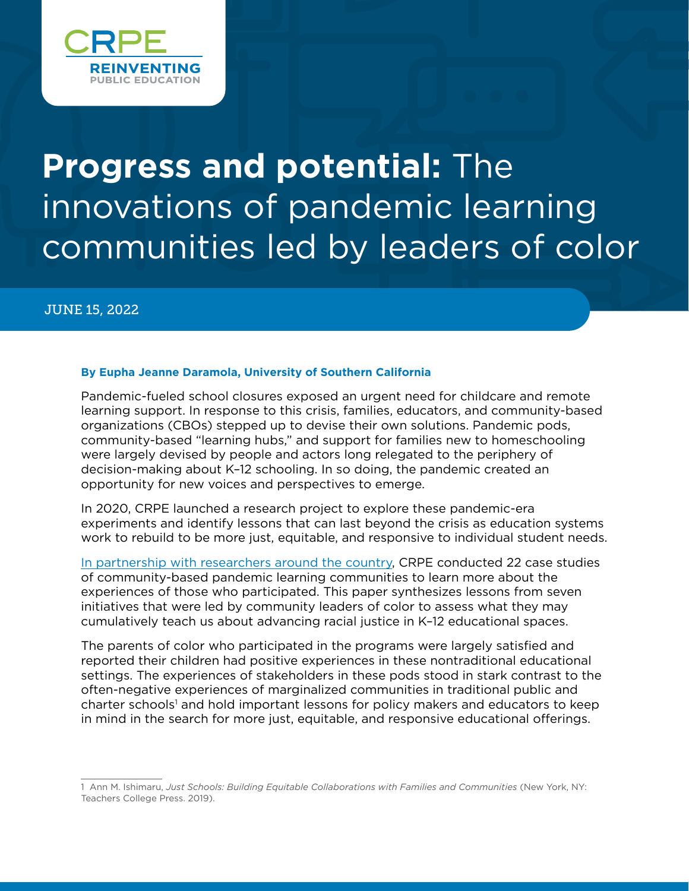CRPE
REINVENTING
PUBLIC EDUCATION

# **Progress and potential:** The innovations of pandemic learning communities led by leaders of color

JUNE 15, 2022

**By Eupha Jeanne Daramola, University of Southern California**

Pandemic-fueled school closures exposed an urgent need for childcare and remote learning support. In response to this crisis, families, educators, and community-based organizations (CBOs) stepped up to devise their own solutions. Pandemic pods, community-based "learning hubs," and support for families new to homeschooling were largely devised by people and actors long relegated to the periphery of decision-making about K–12 schooling. In so doing, the pandemic created an opportunity for new voices and perspectives to emerge.

In 2020, CRPE launched a research project to explore these pandemic-era experiments and identify lessons that can last beyond the crisis as education systems work to rebuild to be more just, equitable, and responsive to individual student needs.

In partnership with researchers around the country, CRPE conducted 22 case studies of community-based pandemic learning communities to learn more about the experiences of those who participated. This paper synthesizes lessons from seven initiatives that were led by community leaders of color to assess what they may cumulatively teach us about advancing racial justice in K–12 educational spaces.

The parents of color who participated in the programs were largely satisfied and reported their children had positive experiences in these nontraditional educational settings. The experiences of stakeholders in these pods stood in stark contrast to the often-negative experiences of marginalized communities in traditional public and charter schools[1] and hold important lessons for policy makers and educators to keep in mind in the search for more just, equitable, and responsive educational offerings.

1 Ann M. Ishimaru, *Just Schools: Building Equitable Collaborations with Families and Communities* (New York, NY: Teachers College Press. 2019).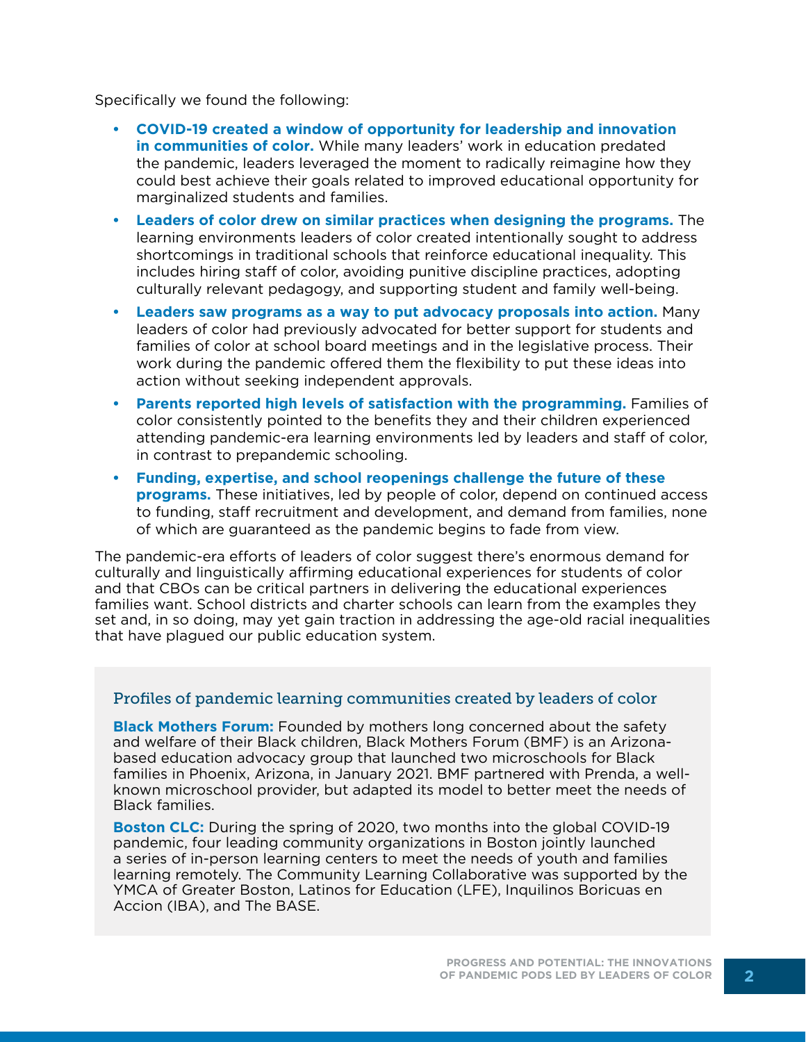Specifically we found the following:

- **COVID-19 created a window of opportunity for leadership and innovation in communities of color.** While many leaders' work in education predated the pandemic, leaders leveraged the moment to radically reimagine how they could best achieve their goals related to improved educational opportunity for marginalized students and families.
- **Leaders of color drew on similar practices when designing the programs.** The learning environments leaders of color created intentionally sought to address shortcomings in traditional schools that reinforce educational inequality. This includes hiring staff of color, avoiding punitive discipline practices, adopting culturally relevant pedagogy, and supporting student and family well-being.
- **Leaders saw programs as a way to put advocacy proposals into action.** Many leaders of color had previously advocated for better support for students and families of color at school board meetings and in the legislative process. Their work during the pandemic offered them the flexibility to put these ideas into action without seeking independent approvals.
- **Parents reported high levels of satisfaction with the programming.** Families of color consistently pointed to the benefits they and their children experienced attending pandemic-era learning environments led by leaders and staff of color, in contrast to prepandemic schooling.
- **Funding, expertise, and school reopenings challenge the future of these programs.** These initiatives, led by people of color, depend on continued access to funding, staff recruitment and development, and demand from families, none of which are guaranteed as the pandemic begins to fade from view.

The pandemic-era efforts of leaders of color suggest there's enormous demand for culturally and linguistically affirming educational experiences for students of color and that CBOs can be critical partners in delivering the educational experiences families want. School districts and charter schools can learn from the examples they set and, in so doing, may yet gain traction in addressing the age-old racial inequalities that have plagued our public education system.

### Profiles of pandemic learning communities created by leaders of color

**Black Mothers Forum:** Founded by mothers long concerned about the safety and welfare of their Black children, Black Mothers Forum (BMF) is an Arizona-based education advocacy group that launched two microschools for Black families in Phoenix, Arizona, in January 2021. BMF partnered with Prenda, a well-known microschool provider, but adapted its model to better meet the needs of Black families.

**Boston CLC:** During the spring of 2020, two months into the global COVID-19 pandemic, four leading community organizations in Boston jointly launched a series of in-person learning centers to meet the needs of youth and families learning remotely. The Community Learning Collaborative was supported by the YMCA of Greater Boston, Latinos for Education (LFE), Inquilinos Boricuas en Accion (IBA), and The BASE.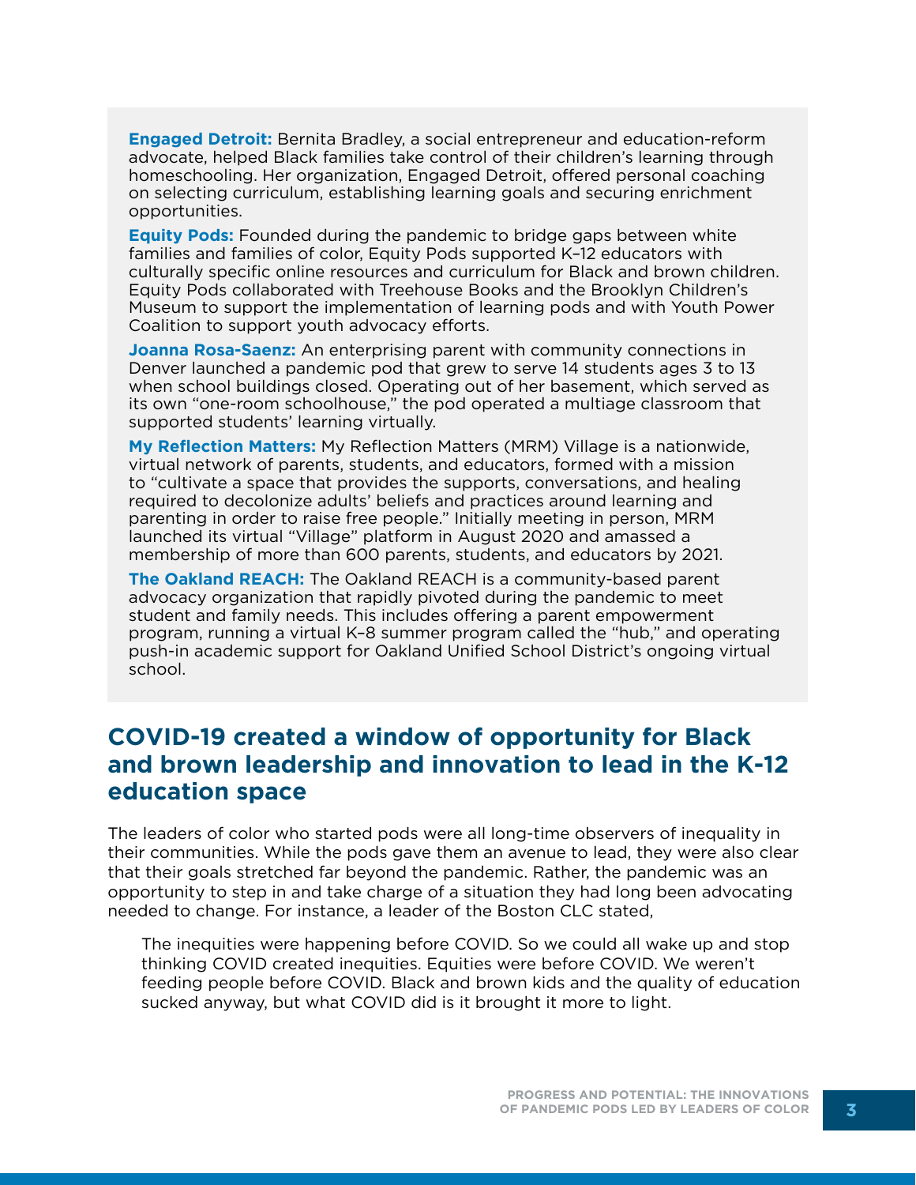**Engaged Detroit:** Bernita Bradley, a social entrepreneur and education-reform advocate, helped Black families take control of their children's learning through homeschooling. Her organization, Engaged Detroit, offered personal coaching on selecting curriculum, establishing learning goals and securing enrichment opportunities.

**Equity Pods:** Founded during the pandemic to bridge gaps between white families and families of color, Equity Pods supported K–12 educators with culturally specific online resources and curriculum for Black and brown children. Equity Pods collaborated with Treehouse Books and the Brooklyn Children's Museum to support the implementation of learning pods and with Youth Power Coalition to support youth advocacy efforts.

**Joanna Rosa-Saenz:** An enterprising parent with community connections in Denver launched a pandemic pod that grew to serve 14 students ages 3 to 13 when school buildings closed. Operating out of her basement, which served as its own "one-room schoolhouse," the pod operated a multiage classroom that supported students' learning virtually.

**My Reflection Matters:** My Reflection Matters (MRM) Village is a nationwide, virtual network of parents, students, and educators, formed with a mission to "cultivate a space that provides the supports, conversations, and healing required to decolonize adults' beliefs and practices around learning and parenting in order to raise free people." Initially meeting in person, MRM launched its virtual "Village" platform in August 2020 and amassed a membership of more than 600 parents, students, and educators by 2021.

**The Oakland REACH:** The Oakland REACH is a community-based parent advocacy organization that rapidly pivoted during the pandemic to meet student and family needs. This includes offering a parent empowerment program, running a virtual K–8 summer program called the "hub," and operating push-in academic support for Oakland Unified School District's ongoing virtual school.

## COVID-19 created a window of opportunity for Black and brown leadership and innovation to lead in the K-12 education space

The leaders of color who started pods were all long-time observers of inequality in their communities. While the pods gave them an avenue to lead, they were also clear that their goals stretched far beyond the pandemic. Rather, the pandemic was an opportunity to step in and take charge of a situation they had long been advocating needed to change. For instance, a leader of the Boston CLC stated,

> The inequities were happening before COVID. So we could all wake up and stop thinking COVID created inequities. Equities were before COVID. We weren't feeding people before COVID. Black and brown kids and the quality of education sucked anyway, but what COVID did is it brought it more to light.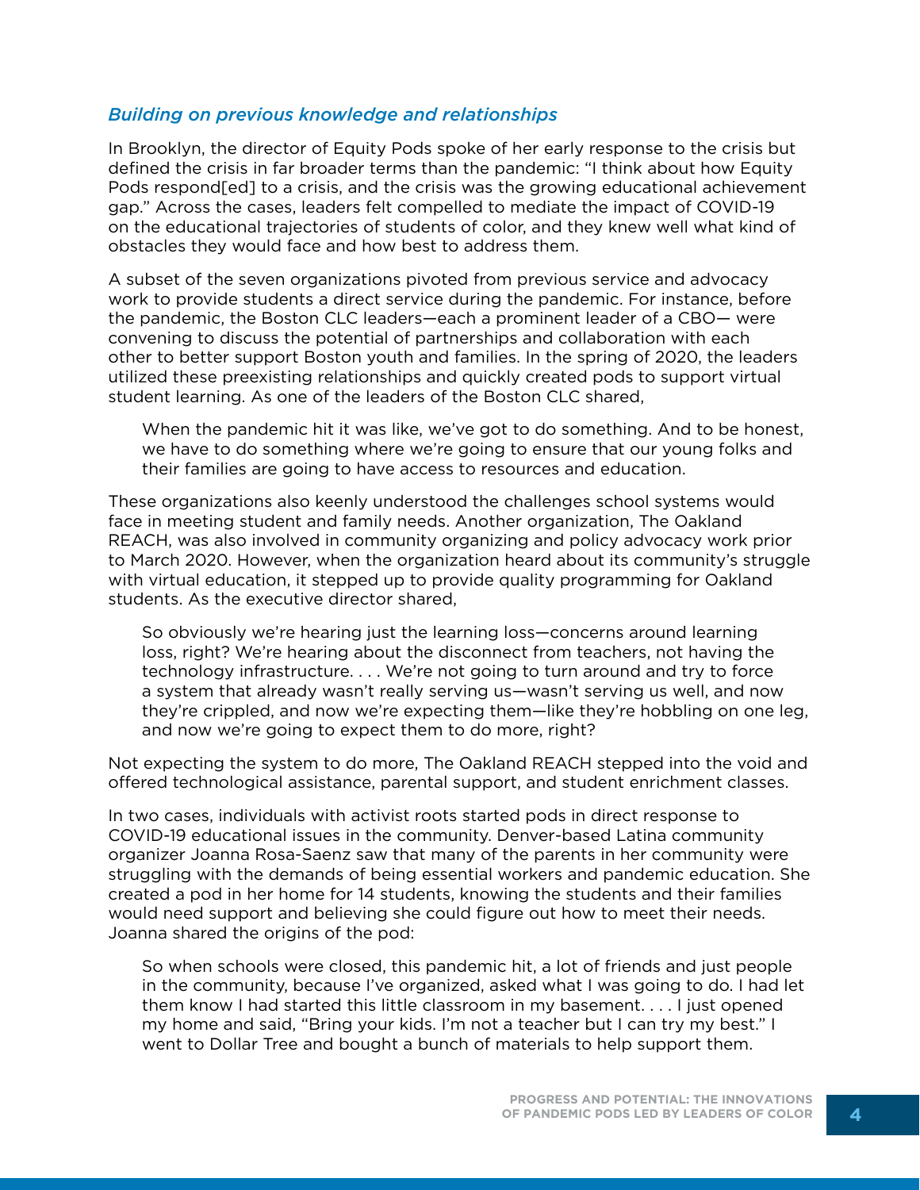### *Building on previous knowledge and relationships*

In Brooklyn, the director of Equity Pods spoke of her early response to the crisis but defined the crisis in far broader terms than the pandemic: "I think about how Equity Pods respond[ed] to a crisis, and the crisis was the growing educational achievement gap." Across the cases, leaders felt compelled to mediate the impact of COVID-19 on the educational trajectories of students of color, and they knew well what kind of obstacles they would face and how best to address them.

A subset of the seven organizations pivoted from previous service and advocacy work to provide students a direct service during the pandemic. For instance, before the pandemic, the Boston CLC leaders—each a prominent leader of a CBO— were convening to discuss the potential of partnerships and collaboration with each other to better support Boston youth and families. In the spring of 2020, the leaders utilized these preexisting relationships and quickly created pods to support virtual student learning. As one of the leaders of the Boston CLC shared,

> When the pandemic hit it was like, we've got to do something. And to be honest, we have to do something where we're going to ensure that our young folks and their families are going to have access to resources and education.

These organizations also keenly understood the challenges school systems would face in meeting student and family needs. Another organization, The Oakland REACH, was also involved in community organizing and policy advocacy work prior to March 2020. However, when the organization heard about its community's struggle with virtual education, it stepped up to provide quality programming for Oakland students. As the executive director shared,

> So obviously we're hearing just the learning loss—concerns around learning loss, right? We're hearing about the disconnect from teachers, not having the technology infrastructure. . . . We're not going to turn around and try to force a system that already wasn't really serving us—wasn't serving us well, and now they're crippled, and now we're expecting them—like they're hobbling on one leg, and now we're going to expect them to do more, right?

Not expecting the system to do more, The Oakland REACH stepped into the void and offered technological assistance, parental support, and student enrichment classes.

In two cases, individuals with activist roots started pods in direct response to COVID-19 educational issues in the community. Denver-based Latina community organizer Joanna Rosa-Saenz saw that many of the parents in her community were struggling with the demands of being essential workers and pandemic education. She created a pod in her home for 14 students, knowing the students and their families would need support and believing she could figure out how to meet their needs. Joanna shared the origins of the pod:

> So when schools were closed, this pandemic hit, a lot of friends and just people in the community, because I've organized, asked what I was going to do. I had let them know I had started this little classroom in my basement. . . . I just opened my home and said, "Bring your kids. I'm not a teacher but I can try my best." I went to Dollar Tree and bought a bunch of materials to help support them.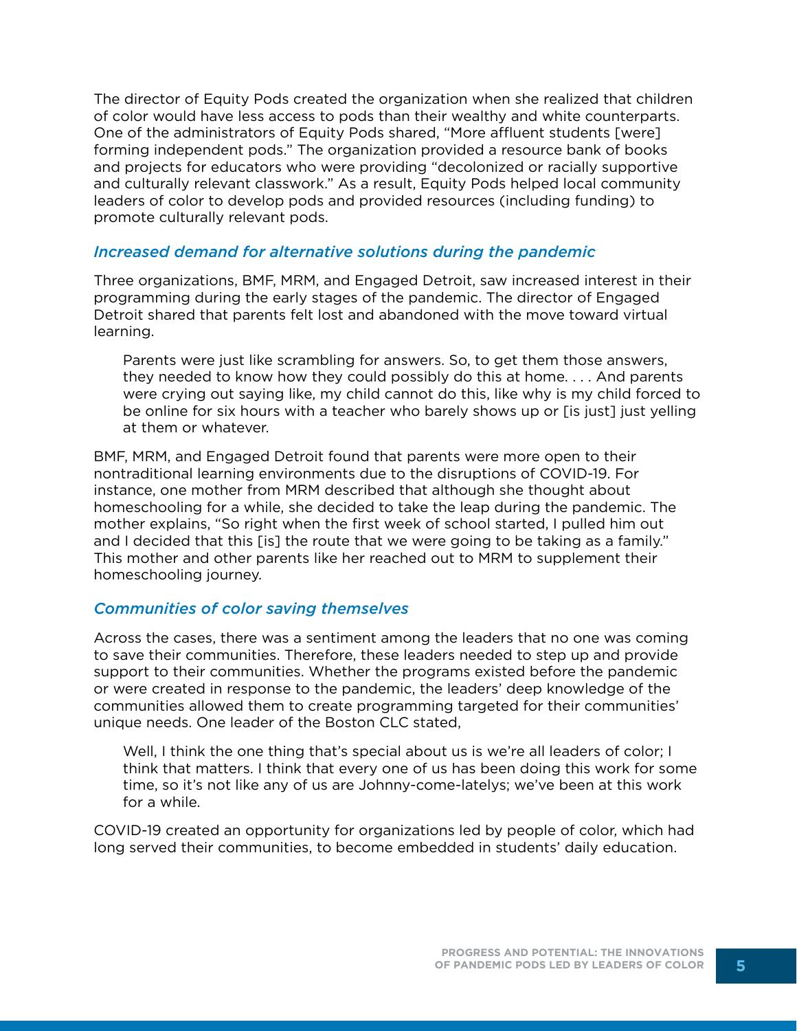The director of Equity Pods created the organization when she realized that children of color would have less access to pods than their wealthy and white counterparts. One of the administrators of Equity Pods shared, "More affluent students [were] forming independent pods." The organization provided a resource bank of books and projects for educators who were providing "decolonized or racially supportive and culturally relevant classwork." As a result, Equity Pods helped local community leaders of color to develop pods and provided resources (including funding) to promote culturally relevant pods.

### *Increased demand for alternative solutions during the pandemic*

Three organizations, BMF, MRM, and Engaged Detroit, saw increased interest in their programming during the early stages of the pandemic. The director of Engaged Detroit shared that parents felt lost and abandoned with the move toward virtual learning.

> Parents were just like scrambling for answers. So, to get them those answers, they needed to know how they could possibly do this at home. . . . And parents were crying out saying like, my child cannot do this, like why is my child forced to be online for six hours with a teacher who barely shows up or [is just] just yelling at them or whatever.

BMF, MRM, and Engaged Detroit found that parents were more open to their nontraditional learning environments due to the disruptions of COVID-19. For instance, one mother from MRM described that although she thought about homeschooling for a while, she decided to take the leap during the pandemic. The mother explains, "So right when the first week of school started, I pulled him out and I decided that this [is] the route that we were going to be taking as a family." This mother and other parents like her reached out to MRM to supplement their homeschooling journey.

### *Communities of color saving themselves*

Across the cases, there was a sentiment among the leaders that no one was coming to save their communities. Therefore, these leaders needed to step up and provide support to their communities. Whether the programs existed before the pandemic or were created in response to the pandemic, the leaders' deep knowledge of the communities allowed them to create programming targeted for their communities' unique needs. One leader of the Boston CLC stated,

> Well, I think the one thing that's special about us is we're all leaders of color; I think that matters. I think that every one of us has been doing this work for some time, so it's not like any of us are Johnny-come-latelys; we've been at this work for a while.

COVID-19 created an opportunity for organizations led by people of color, which had long served their communities, to become embedded in students' daily education.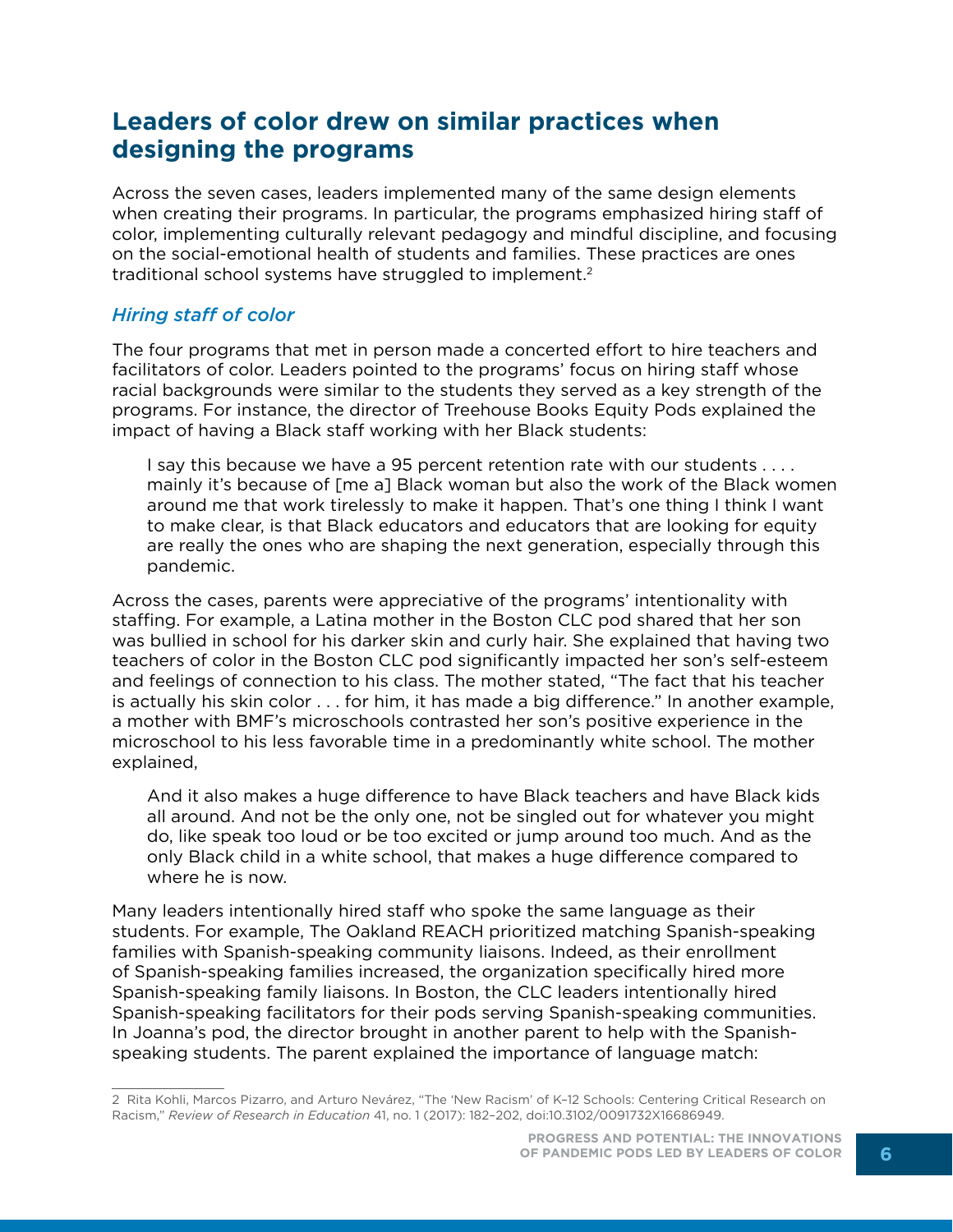## Leaders of color drew on similar practices when designing the programs

Across the seven cases, leaders implemented many of the same design elements when creating their programs. In particular, the programs emphasized hiring staff of color, implementing culturally relevant pedagogy and mindful discipline, and focusing on the social-emotional health of students and families. These practices are ones traditional school systems have struggled to implement.[2]

### *Hiring staff of color*

The four programs that met in person made a concerted effort to hire teachers and facilitators of color. Leaders pointed to the programs' focus on hiring staff whose racial backgrounds were similar to the students they served as a key strength of the programs. For instance, the director of Treehouse Books Equity Pods explained the impact of having a Black staff working with her Black students:

> I say this because we have a 95 percent retention rate with our students . . . . mainly it's because of [me a] Black woman but also the work of the Black women around me that work tirelessly to make it happen. That's one thing I think I want to make clear, is that Black educators and educators that are looking for equity are really the ones who are shaping the next generation, especially through this pandemic.

Across the cases, parents were appreciative of the programs' intentionality with staffing. For example, a Latina mother in the Boston CLC pod shared that her son was bullied in school for his darker skin and curly hair. She explained that having two teachers of color in the Boston CLC pod significantly impacted her son's self-esteem and feelings of connection to his class. The mother stated, "The fact that his teacher is actually his skin color . . . for him, it has made a big difference." In another example, a mother with BMF's microschools contrasted her son's positive experience in the microschool to his less favorable time in a predominantly white school. The mother explained,

> And it also makes a huge difference to have Black teachers and have Black kids all around. And not be the only one, not be singled out for whatever you might do, like speak too loud or be too excited or jump around too much. And as the only Black child in a white school, that makes a huge difference compared to where he is now.

Many leaders intentionally hired staff who spoke the same language as their students. For example, The Oakland REACH prioritized matching Spanish-speaking families with Spanish-speaking community liaisons. Indeed, as their enrollment of Spanish-speaking families increased, the organization specifically hired more Spanish-speaking family liaisons. In Boston, the CLC leaders intentionally hired Spanish-speaking facilitators for their pods serving Spanish-speaking communities. In Joanna's pod, the director brought in another parent to help with the Spanish-speaking students. The parent explained the importance of language match:

---

2 Rita Kohli, Marcos Pizarro, and Arturo Nevárez, "The 'New Racism' of K–12 Schools: Centering Critical Research on Racism," *Review of Research in Education* 41, no. 1 (2017): 182–202, doi:10.3102/0091732X16686949.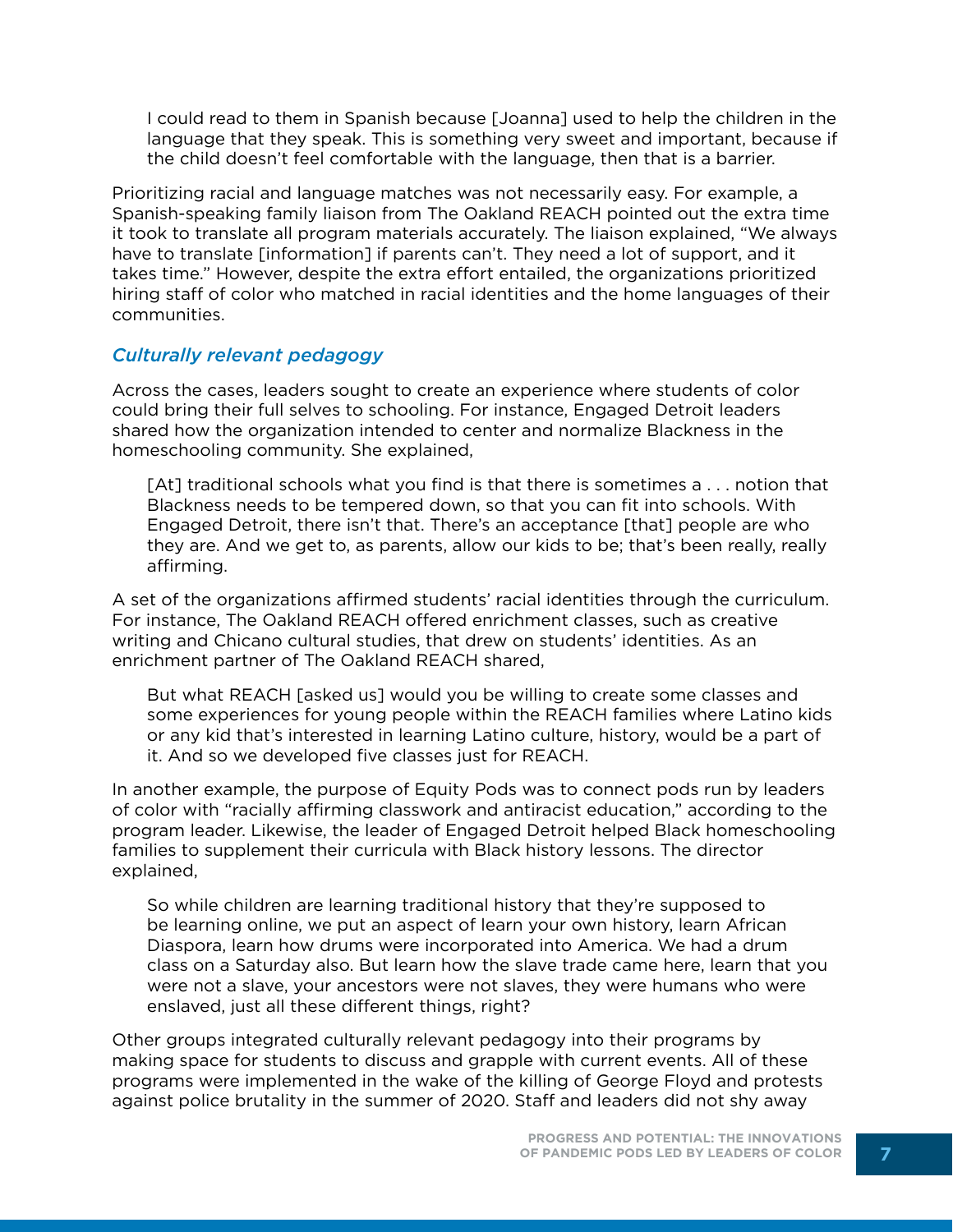> I could read to them in Spanish because [Joanna] used to help the children in the language that they speak. This is something very sweet and important, because if the child doesn't feel comfortable with the language, then that is a barrier.

Prioritizing racial and language matches was not necessarily easy. For example, a Spanish-speaking family liaison from The Oakland REACH pointed out the extra time it took to translate all program materials accurately. The liaison explained, "We always have to translate [information] if parents can't. They need a lot of support, and it takes time." However, despite the extra effort entailed, the organizations prioritized hiring staff of color who matched in racial identities and the home languages of their communities.

### *Culturally relevant pedagogy*

Across the cases, leaders sought to create an experience where students of color could bring their full selves to schooling. For instance, Engaged Detroit leaders shared how the organization intended to center and normalize Blackness in the homeschooling community. She explained,

> [At] traditional schools what you find is that there is sometimes a . . . notion that Blackness needs to be tempered down, so that you can fit into schools. With Engaged Detroit, there isn't that. There's an acceptance [that] people are who they are. And we get to, as parents, allow our kids to be; that's been really, really affirming.

A set of the organizations affirmed students' racial identities through the curriculum. For instance, The Oakland REACH offered enrichment classes, such as creative writing and Chicano cultural studies, that drew on students' identities. As an enrichment partner of The Oakland REACH shared,

> But what REACH [asked us] would you be willing to create some classes and some experiences for young people within the REACH families where Latino kids or any kid that's interested in learning Latino culture, history, would be a part of it. And so we developed five classes just for REACH.

In another example, the purpose of Equity Pods was to connect pods run by leaders of color with "racially affirming classwork and antiracist education," according to the program leader. Likewise, the leader of Engaged Detroit helped Black homeschooling families to supplement their curricula with Black history lessons. The director explained,

> So while children are learning traditional history that they're supposed to be learning online, we put an aspect of learn your own history, learn African Diaspora, learn how drums were incorporated into America. We had a drum class on a Saturday also. But learn how the slave trade came here, learn that you were not a slave, your ancestors were not slaves, they were humans who were enslaved, just all these different things, right?

Other groups integrated culturally relevant pedagogy into their programs by making space for students to discuss and grapple with current events. All of these programs were implemented in the wake of the killing of George Floyd and protests against police brutality in the summer of 2020. Staff and leaders did not shy away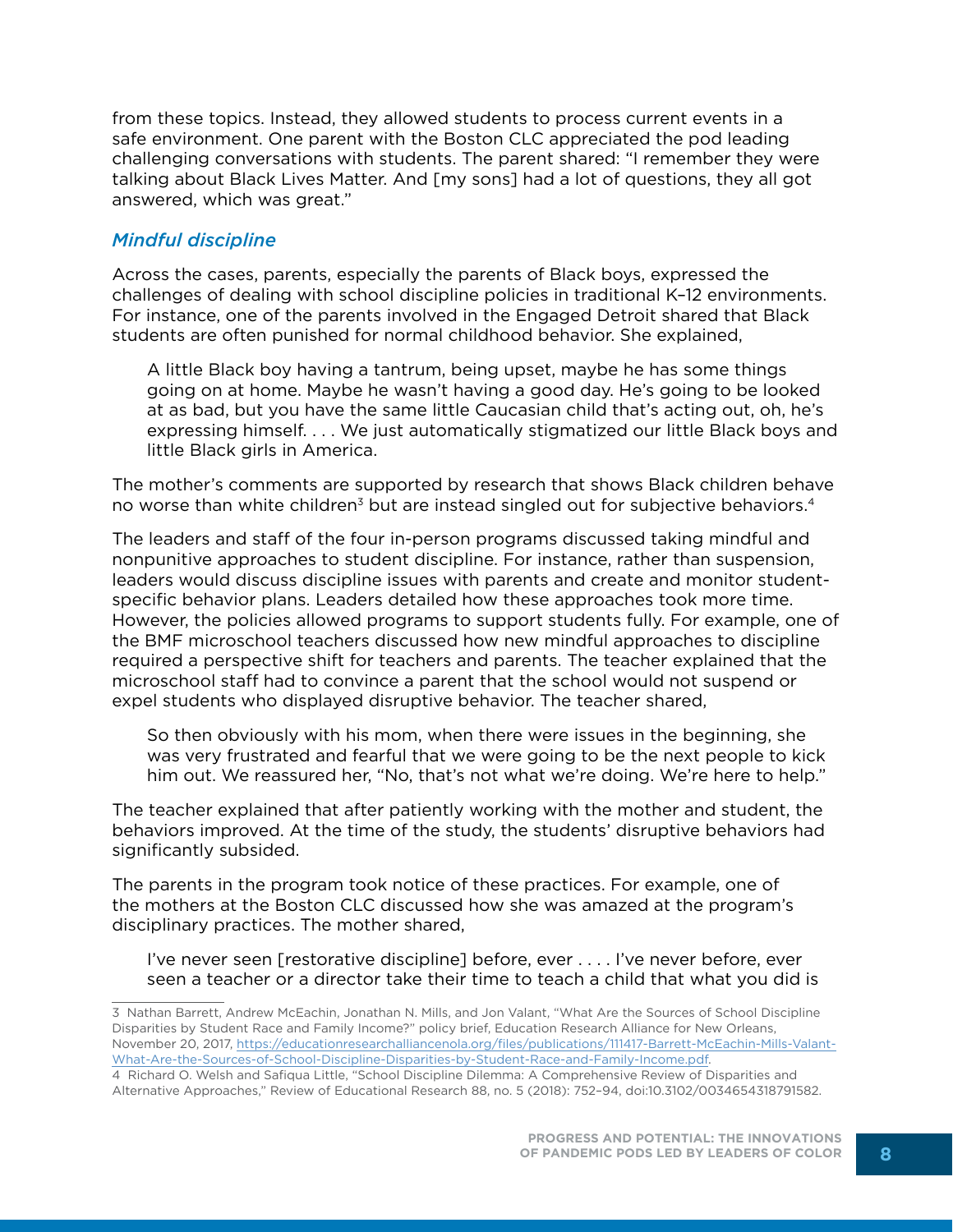from these topics. Instead, they allowed students to process current events in a safe environment. One parent with the Boston CLC appreciated the pod leading challenging conversations with students. The parent shared: "I remember they were talking about Black Lives Matter. And [my sons] had a lot of questions, they all got answered, which was great."

### *Mindful discipline*

Across the cases, parents, especially the parents of Black boys, expressed the challenges of dealing with school discipline policies in traditional K–12 environments. For instance, one of the parents involved in the Engaged Detroit shared that Black students are often punished for normal childhood behavior. She explained,

> A little Black boy having a tantrum, being upset, maybe he has some things going on at home. Maybe he wasn't having a good day. He's going to be looked at as bad, but you have the same little Caucasian child that's acting out, oh, he's expressing himself. . . . We just automatically stigmatized our little Black boys and little Black girls in America.

The mother's comments are supported by research that shows Black children behave no worse than white children[3] but are instead singled out for subjective behaviors.[4]

The leaders and staff of the four in-person programs discussed taking mindful and nonpunitive approaches to student discipline. For instance, rather than suspension, leaders would discuss discipline issues with parents and create and monitor student-specific behavior plans. Leaders detailed how these approaches took more time. However, the policies allowed programs to support students fully. For example, one of the BMF microschool teachers discussed how new mindful approaches to discipline required a perspective shift for teachers and parents. The teacher explained that the microschool staff had to convince a parent that the school would not suspend or expel students who displayed disruptive behavior. The teacher shared,

> So then obviously with his mom, when there were issues in the beginning, she was very frustrated and fearful that we were going to be the next people to kick him out. We reassured her, "No, that's not what we're doing. We're here to help."

The teacher explained that after patiently working with the mother and student, the behaviors improved. At the time of the study, the students' disruptive behaviors had significantly subsided.

The parents in the program took notice of these practices. For example, one of the mothers at the Boston CLC discussed how she was amazed at the program's disciplinary practices. The mother shared,

> I've never seen [restorative discipline] before, ever . . . . I've never before, ever seen a teacher or a director take their time to teach a child that what you did is

---

3 Nathan Barrett, Andrew McEachin, Jonathan N. Mills, and Jon Valant, "What Are the Sources of School Discipline Disparities by Student Race and Family Income?" policy brief, Education Research Alliance for New Orleans, November 20, 2017, https://educationresearchalliancenola.org/files/publications/111417-Barrett-McEachin-Mills-Valant-What-Are-the-Sources-of-School-Discipline-Disparities-by-Student-Race-and-Family-Income.pdf.

4 Richard O. Welsh and Safiqua Little, "School Discipline Dilemma: A Comprehensive Review of Disparities and Alternative Approaches," Review of Educational Research 88, no. 5 (2018): 752–94, doi:10.3102/0034654318791582.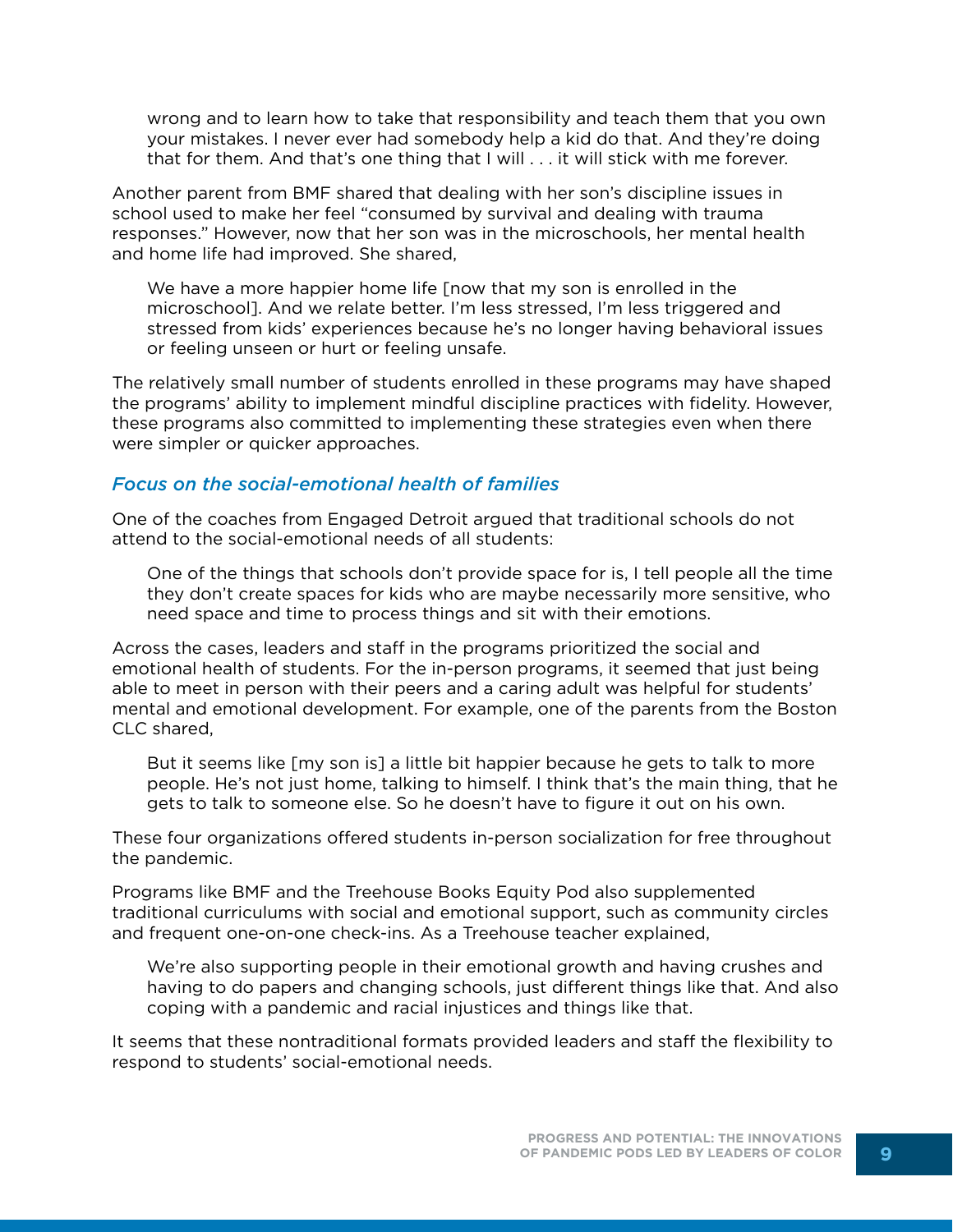> wrong and to learn how to take that responsibility and teach them that you own your mistakes. I never ever had somebody help a kid do that. And they're doing that for them. And that's one thing that I will . . . it will stick with me forever.

Another parent from BMF shared that dealing with her son's discipline issues in school used to make her feel "consumed by survival and dealing with trauma responses." However, now that her son was in the microschools, her mental health and home life had improved. She shared,

> We have a more happier home life [now that my son is enrolled in the microschool]. And we relate better. I'm less stressed, I'm less triggered and stressed from kids' experiences because he's no longer having behavioral issues or feeling unseen or hurt or feeling unsafe.

The relatively small number of students enrolled in these programs may have shaped the programs' ability to implement mindful discipline practices with fidelity. However, these programs also committed to implementing these strategies even when there were simpler or quicker approaches.

### *Focus on the social-emotional health of families*

One of the coaches from Engaged Detroit argued that traditional schools do not attend to the social-emotional needs of all students:

> One of the things that schools don't provide space for is, I tell people all the time they don't create spaces for kids who are maybe necessarily more sensitive, who need space and time to process things and sit with their emotions.

Across the cases, leaders and staff in the programs prioritized the social and emotional health of students. For the in-person programs, it seemed that just being able to meet in person with their peers and a caring adult was helpful for students' mental and emotional development. For example, one of the parents from the Boston CLC shared,

> But it seems like [my son is] a little bit happier because he gets to talk to more people. He's not just home, talking to himself. I think that's the main thing, that he gets to talk to someone else. So he doesn't have to figure it out on his own.

These four organizations offered students in-person socialization for free throughout the pandemic.

Programs like BMF and the Treehouse Books Equity Pod also supplemented traditional curriculums with social and emotional support, such as community circles and frequent one-on-one check-ins. As a Treehouse teacher explained,

> We're also supporting people in their emotional growth and having crushes and having to do papers and changing schools, just different things like that. And also coping with a pandemic and racial injustices and things like that.

It seems that these nontraditional formats provided leaders and staff the flexibility to respond to students' social-emotional needs.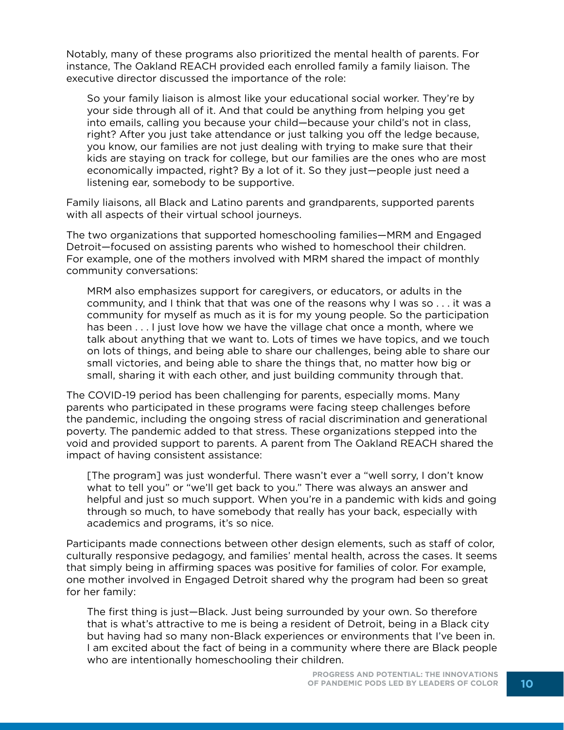Notably, many of these programs also prioritized the mental health of parents. For instance, The Oakland REACH provided each enrolled family a family liaison. The executive director discussed the importance of the role:

> So your family liaison is almost like your educational social worker. They're by your side through all of it. And that could be anything from helping you get into emails, calling you because your child—because your child's not in class, right? After you just take attendance or just talking you off the ledge because, you know, our families are not just dealing with trying to make sure that their kids are staying on track for college, but our families are the ones who are most economically impacted, right? By a lot of it. So they just—people just need a listening ear, somebody to be supportive.

Family liaisons, all Black and Latino parents and grandparents, supported parents with all aspects of their virtual school journeys.

The two organizations that supported homeschooling families—MRM and Engaged Detroit—focused on assisting parents who wished to homeschool their children. For example, one of the mothers involved with MRM shared the impact of monthly community conversations:

> MRM also emphasizes support for caregivers, or educators, or adults in the community, and I think that that was one of the reasons why I was so . . . it was a community for myself as much as it is for my young people. So the participation has been . . . I just love how we have the village chat once a month, where we talk about anything that we want to. Lots of times we have topics, and we touch on lots of things, and being able to share our challenges, being able to share our small victories, and being able to share the things that, no matter how big or small, sharing it with each other, and just building community through that.

The COVID-19 period has been challenging for parents, especially moms. Many parents who participated in these programs were facing steep challenges before the pandemic, including the ongoing stress of racial discrimination and generational poverty. The pandemic added to that stress. These organizations stepped into the void and provided support to parents. A parent from The Oakland REACH shared the impact of having consistent assistance:

> [The program] was just wonderful. There wasn't ever a "well sorry, I don't know what to tell you" or "we'll get back to you." There was always an answer and helpful and just so much support. When you're in a pandemic with kids and going through so much, to have somebody that really has your back, especially with academics and programs, it's so nice.

Participants made connections between other design elements, such as staff of color, culturally responsive pedagogy, and families' mental health, across the cases. It seems that simply being in affirming spaces was positive for families of color. For example, one mother involved in Engaged Detroit shared why the program had been so great for her family:

> The first thing is just—Black. Just being surrounded by your own. So therefore that is what's attractive to me is being a resident of Detroit, being in a Black city but having had so many non-Black experiences or environments that I've been in. I am excited about the fact of being in a community where there are Black people who are intentionally homeschooling their children.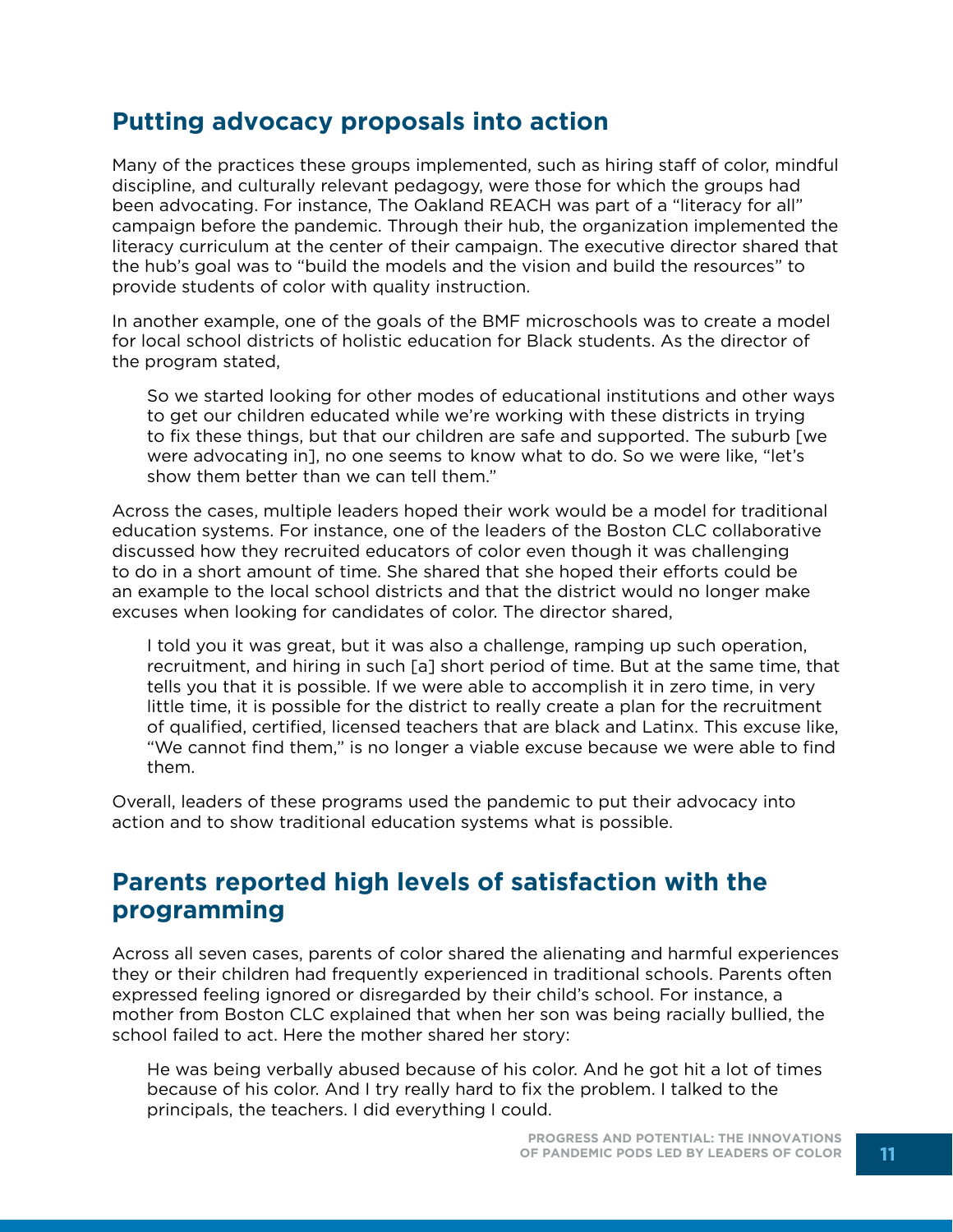## Putting advocacy proposals into action

Many of the practices these groups implemented, such as hiring staff of color, mindful discipline, and culturally relevant pedagogy, were those for which the groups had been advocating. For instance, The Oakland REACH was part of a "literacy for all" campaign before the pandemic. Through their hub, the organization implemented the literacy curriculum at the center of their campaign. The executive director shared that the hub's goal was to "build the models and the vision and build the resources" to provide students of color with quality instruction.

In another example, one of the goals of the BMF microschools was to create a model for local school districts of holistic education for Black students. As the director of the program stated,

> So we started looking for other modes of educational institutions and other ways to get our children educated while we're working with these districts in trying to fix these things, but that our children are safe and supported. The suburb [we were advocating in], no one seems to know what to do. So we were like, "let's show them better than we can tell them."

Across the cases, multiple leaders hoped their work would be a model for traditional education systems. For instance, one of the leaders of the Boston CLC collaborative discussed how they recruited educators of color even though it was challenging to do in a short amount of time. She shared that she hoped their efforts could be an example to the local school districts and that the district would no longer make excuses when looking for candidates of color. The director shared,

> I told you it was great, but it was also a challenge, ramping up such operation, recruitment, and hiring in such [a] short period of time. But at the same time, that tells you that it is possible. If we were able to accomplish it in zero time, in very little time, it is possible for the district to really create a plan for the recruitment of qualified, certified, licensed teachers that are black and Latinx. This excuse like, "We cannot find them," is no longer a viable excuse because we were able to find them.

Overall, leaders of these programs used the pandemic to put their advocacy into action and to show traditional education systems what is possible.

## Parents reported high levels of satisfaction with the programming

Across all seven cases, parents of color shared the alienating and harmful experiences they or their children had frequently experienced in traditional schools. Parents often expressed feeling ignored or disregarded by their child's school. For instance, a mother from Boston CLC explained that when her son was being racially bullied, the school failed to act. Here the mother shared her story:

> He was being verbally abused because of his color. And he got hit a lot of times because of his color. And I try really hard to fix the problem. I talked to the principals, the teachers. I did everything I could.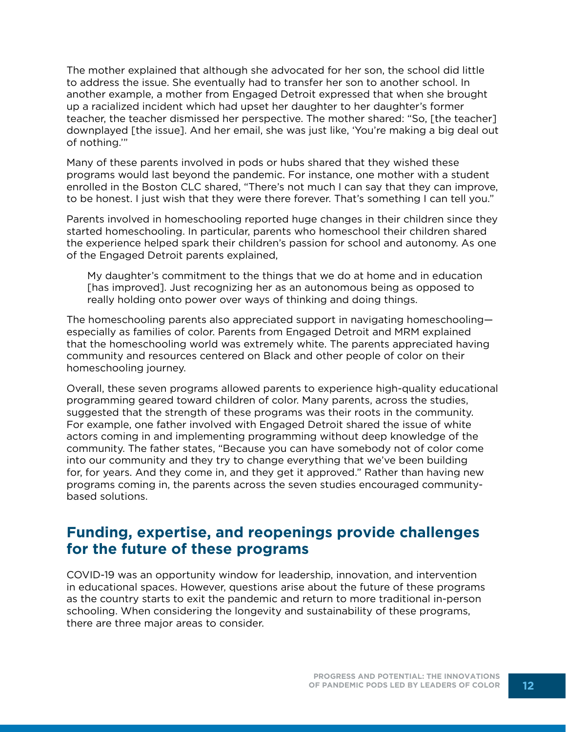The mother explained that although she advocated for her son, the school did little to address the issue. She eventually had to transfer her son to another school. In another example, a mother from Engaged Detroit expressed that when she brought up a racialized incident which had upset her daughter to her daughter's former teacher, the teacher dismissed her perspective. The mother shared: "So, [the teacher] downplayed [the issue]. And her email, she was just like, 'You're making a big deal out of nothing.'"

Many of these parents involved in pods or hubs shared that they wished these programs would last beyond the pandemic. For instance, one mother with a student enrolled in the Boston CLC shared, "There's not much I can say that they can improve, to be honest. I just wish that they were there forever. That's something I can tell you."

Parents involved in homeschooling reported huge changes in their children since they started homeschooling. In particular, parents who homeschool their children shared the experience helped spark their children's passion for school and autonomy. As one of the Engaged Detroit parents explained,

> My daughter's commitment to the things that we do at home and in education [has improved]. Just recognizing her as an autonomous being as opposed to really holding onto power over ways of thinking and doing things.

The homeschooling parents also appreciated support in navigating homeschooling—especially as families of color. Parents from Engaged Detroit and MRM explained that the homeschooling world was extremely white. The parents appreciated having community and resources centered on Black and other people of color on their homeschooling journey.

Overall, these seven programs allowed parents to experience high-quality educational programming geared toward children of color. Many parents, across the studies, suggested that the strength of these programs was their roots in the community. For example, one father involved with Engaged Detroit shared the issue of white actors coming in and implementing programming without deep knowledge of the community. The father states, "Because you can have somebody not of color come into our community and they try to change everything that we've been building for, for years. And they come in, and they get it approved." Rather than having new programs coming in, the parents across the seven studies encouraged community-based solutions.

## Funding, expertise, and reopenings provide challenges for the future of these programs

COVID-19 was an opportunity window for leadership, innovation, and intervention in educational spaces. However, questions arise about the future of these programs as the country starts to exit the pandemic and return to more traditional in-person schooling. When considering the longevity and sustainability of these programs, there are three major areas to consider.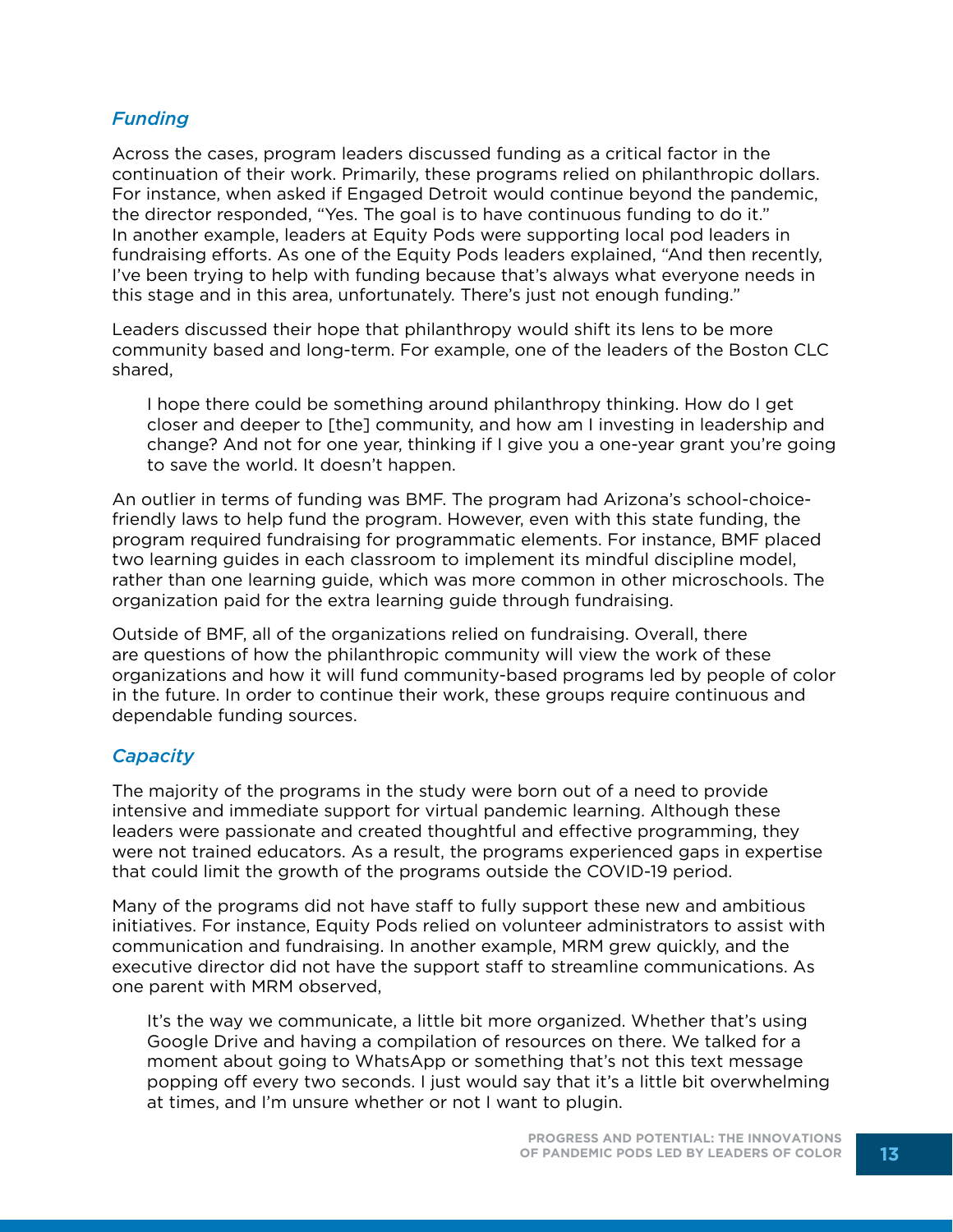### *Funding*

Across the cases, program leaders discussed funding as a critical factor in the continuation of their work. Primarily, these programs relied on philanthropic dollars. For instance, when asked if Engaged Detroit would continue beyond the pandemic, the director responded, "Yes. The goal is to have continuous funding to do it." In another example, leaders at Equity Pods were supporting local pod leaders in fundraising efforts. As one of the Equity Pods leaders explained, "And then recently, I've been trying to help with funding because that's always what everyone needs in this stage and in this area, unfortunately. There's just not enough funding."

Leaders discussed their hope that philanthropy would shift its lens to be more community based and long-term. For example, one of the leaders of the Boston CLC shared,

> I hope there could be something around philanthropy thinking. How do I get closer and deeper to [the] community, and how am I investing in leadership and change? And not for one year, thinking if I give you a one-year grant you're going to save the world. It doesn't happen.

An outlier in terms of funding was BMF. The program had Arizona's school-choice-friendly laws to help fund the program. However, even with this state funding, the program required fundraising for programmatic elements. For instance, BMF placed two learning guides in each classroom to implement its mindful discipline model, rather than one learning guide, which was more common in other microschools. The organization paid for the extra learning guide through fundraising.

Outside of BMF, all of the organizations relied on fundraising. Overall, there are questions of how the philanthropic community will view the work of these organizations and how it will fund community-based programs led by people of color in the future. In order to continue their work, these groups require continuous and dependable funding sources.

### *Capacity*

The majority of the programs in the study were born out of a need to provide intensive and immediate support for virtual pandemic learning. Although these leaders were passionate and created thoughtful and effective programming, they were not trained educators. As a result, the programs experienced gaps in expertise that could limit the growth of the programs outside the COVID-19 period.

Many of the programs did not have staff to fully support these new and ambitious initiatives. For instance, Equity Pods relied on volunteer administrators to assist with communication and fundraising. In another example, MRM grew quickly, and the executive director did not have the support staff to streamline communications. As one parent with MRM observed,

> It's the way we communicate, a little bit more organized. Whether that's using Google Drive and having a compilation of resources on there. We talked for a moment about going to WhatsApp or something that's not this text message popping off every two seconds. I just would say that it's a little bit overwhelming at times, and I'm unsure whether or not I want to plugin.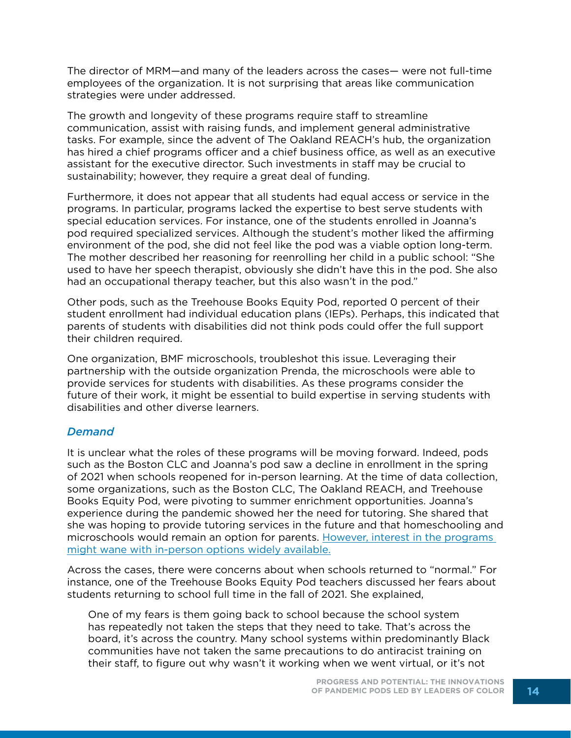The director of MRM—and many of the leaders across the cases— were not full-time employees of the organization. It is not surprising that areas like communication strategies were under addressed.

The growth and longevity of these programs require staff to streamline communication, assist with raising funds, and implement general administrative tasks. For example, since the advent of The Oakland REACH's hub, the organization has hired a chief programs officer and a chief business office, as well as an executive assistant for the executive director. Such investments in staff may be crucial to sustainability; however, they require a great deal of funding.

Furthermore, it does not appear that all students had equal access or service in the programs. In particular, programs lacked the expertise to best serve students with special education services. For instance, one of the students enrolled in Joanna's pod required specialized services. Although the student's mother liked the affirming environment of the pod, she did not feel like the pod was a viable option long-term. The mother described her reasoning for reenrolling her child in a public school: "She used to have her speech therapist, obviously she didn't have this in the pod. She also had an occupational therapy teacher, but this also wasn't in the pod."

Other pods, such as the Treehouse Books Equity Pod, reported 0 percent of their student enrollment had individual education plans (IEPs). Perhaps, this indicated that parents of students with disabilities did not think pods could offer the full support their children required.

One organization, BMF microschools, troubleshot this issue. Leveraging their partnership with the outside organization Prenda, the microschools were able to provide services for students with disabilities. As these programs consider the future of their work, it might be essential to build expertise in serving students with disabilities and other diverse learners.

### *Demand*

It is unclear what the roles of these programs will be moving forward. Indeed, pods such as the Boston CLC and Joanna's pod saw a decline in enrollment in the spring of 2021 when schools reopened for in-person learning. At the time of data collection, some organizations, such as the Boston CLC, The Oakland REACH, and Treehouse Books Equity Pod, were pivoting to summer enrichment opportunities. Joanna's experience during the pandemic showed her the need for tutoring. She shared that she was hoping to provide tutoring services in the future and that homeschooling and microschools would remain an option for parents. However, interest in the programs might wane with in-person options widely available.

Across the cases, there were concerns about when schools returned to "normal." For instance, one of the Treehouse Books Equity Pod teachers discussed her fears about students returning to school full time in the fall of 2021. She explained,

> One of my fears is them going back to school because the school system has repeatedly not taken the steps that they need to take. That's across the board, it's across the country. Many school systems within predominantly Black communities have not taken the same precautions to do antiracist training on their staff, to figure out why wasn't it working when we went virtual, or it's not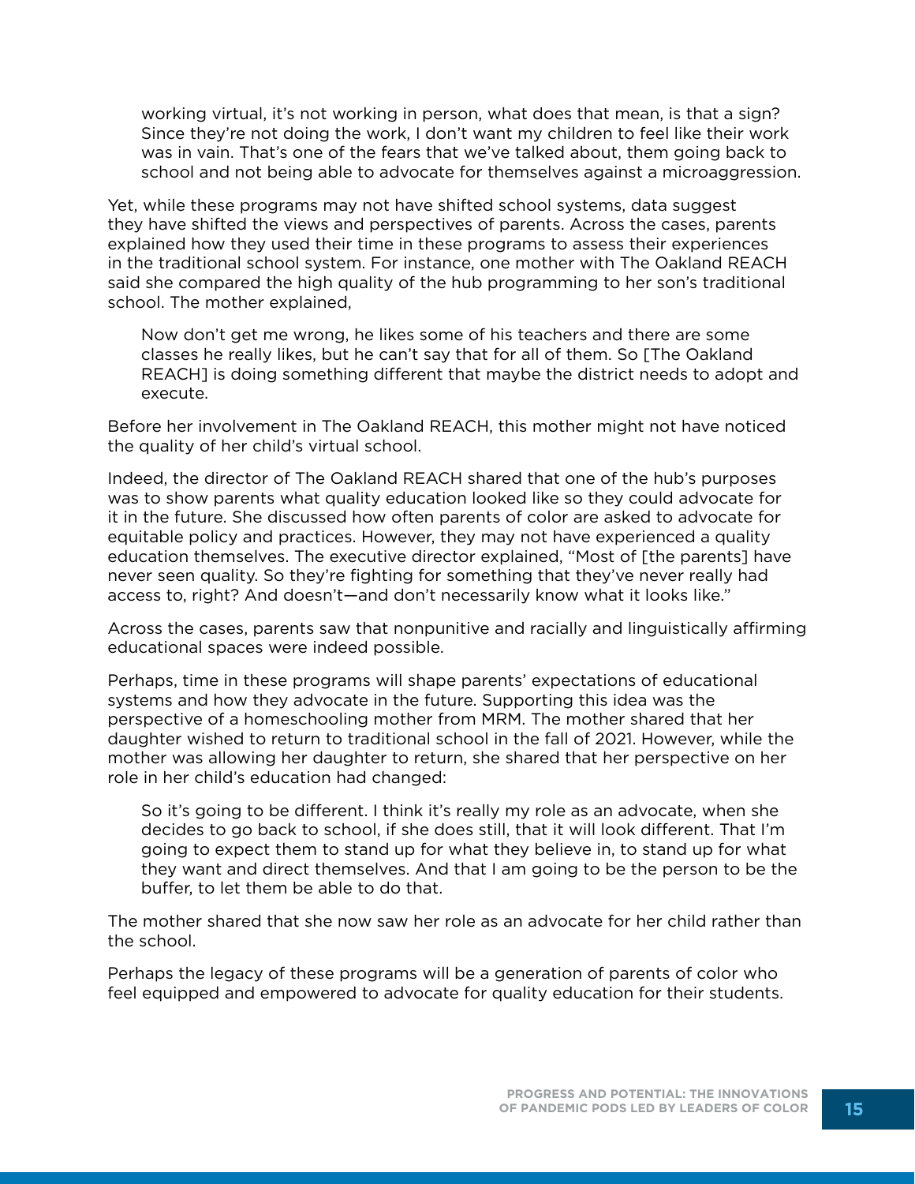> working virtual, it's not working in person, what does that mean, is that a sign? Since they're not doing the work, I don't want my children to feel like their work was in vain. That's one of the fears that we've talked about, them going back to school and not being able to advocate for themselves against a microaggression.

Yet, while these programs may not have shifted school systems, data suggest they have shifted the views and perspectives of parents. Across the cases, parents explained how they used their time in these programs to assess their experiences in the traditional school system. For instance, one mother with The Oakland REACH said she compared the high quality of the hub programming to her son's traditional school. The mother explained,

> Now don't get me wrong, he likes some of his teachers and there are some classes he really likes, but he can't say that for all of them. So [The Oakland REACH] is doing something different that maybe the district needs to adopt and execute.

Before her involvement in The Oakland REACH, this mother might not have noticed the quality of her child's virtual school.

Indeed, the director of The Oakland REACH shared that one of the hub's purposes was to show parents what quality education looked like so they could advocate for it in the future. She discussed how often parents of color are asked to advocate for equitable policy and practices. However, they may not have experienced a quality education themselves. The executive director explained, "Most of [the parents] have never seen quality. So they're fighting for something that they've never really had access to, right? And doesn't—and don't necessarily know what it looks like."

Across the cases, parents saw that nonpunitive and racially and linguistically affirming educational spaces were indeed possible.

Perhaps, time in these programs will shape parents' expectations of educational systems and how they advocate in the future. Supporting this idea was the perspective of a homeschooling mother from MRM. The mother shared that her daughter wished to return to traditional school in the fall of 2021. However, while the mother was allowing her daughter to return, she shared that her perspective on her role in her child's education had changed:

> So it's going to be different. I think it's really my role as an advocate, when she decides to go back to school, if she does still, that it will look different. That I'm going to expect them to stand up for what they believe in, to stand up for what they want and direct themselves. And that I am going to be the person to be the buffer, to let them be able to do that.

The mother shared that she now saw her role as an advocate for her child rather than the school.

Perhaps the legacy of these programs will be a generation of parents of color who feel equipped and empowered to advocate for quality education for their students.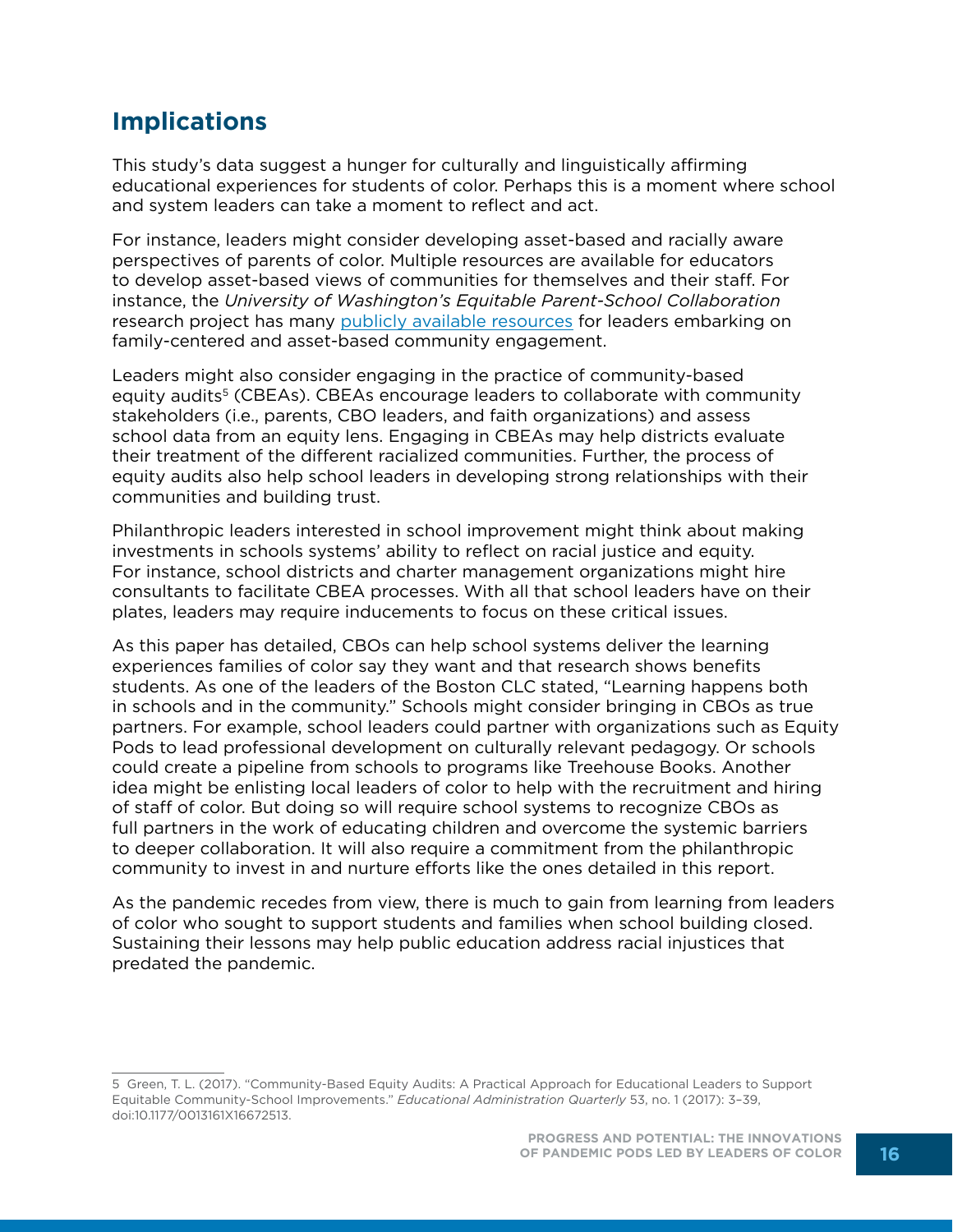## Implications

This study's data suggest a hunger for culturally and linguistically affirming educational experiences for students of color. Perhaps this is a moment where school and system leaders can take a moment to reflect and act.

For instance, leaders might consider developing asset-based and racially aware perspectives of parents of color. Multiple resources are available for educators to develop asset-based views of communities for themselves and their staff. For instance, the *University of Washington's Equitable Parent-School Collaboration* research project has many publicly available resources for leaders embarking on family-centered and asset-based community engagement.

Leaders might also consider engaging in the practice of community-based equity audits[5] (CBEAs). CBEAs encourage leaders to collaborate with community stakeholders (i.e., parents, CBO leaders, and faith organizations) and assess school data from an equity lens. Engaging in CBEAs may help districts evaluate their treatment of the different racialized communities. Further, the process of equity audits also help school leaders in developing strong relationships with their communities and building trust.

Philanthropic leaders interested in school improvement might think about making investments in schools systems' ability to reflect on racial justice and equity. For instance, school districts and charter management organizations might hire consultants to facilitate CBEA processes. With all that school leaders have on their plates, leaders may require inducements to focus on these critical issues.

As this paper has detailed, CBOs can help school systems deliver the learning experiences families of color say they want and that research shows benefits students. As one of the leaders of the Boston CLC stated, "Learning happens both in schools and in the community." Schools might consider bringing in CBOs as true partners. For example, school leaders could partner with organizations such as Equity Pods to lead professional development on culturally relevant pedagogy. Or schools could create a pipeline from schools to programs like Treehouse Books. Another idea might be enlisting local leaders of color to help with the recruitment and hiring of staff of color. But doing so will require school systems to recognize CBOs as full partners in the work of educating children and overcome the systemic barriers to deeper collaboration. It will also require a commitment from the philanthropic community to invest in and nurture efforts like the ones detailed in this report.

As the pandemic recedes from view, there is much to gain from learning from leaders of color who sought to support students and families when school building closed. Sustaining their lessons may help public education address racial injustices that predated the pandemic.

---

5 Green, T. L. (2017). "Community-Based Equity Audits: A Practical Approach for Educational Leaders to Support Equitable Community-School Improvements." *Educational Administration Quarterly* 53, no. 1 (2017): 3–39, doi:10.1177/0013161X16672513.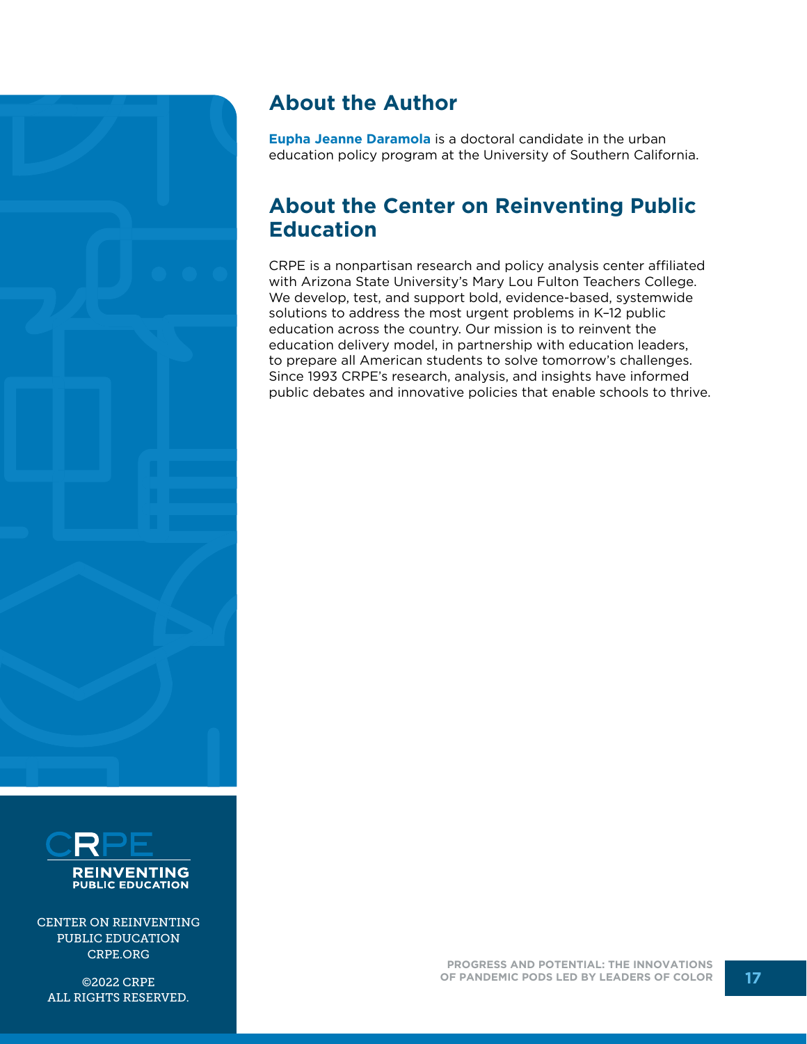## About the Author

**Eupha Jeanne Daramola** is a doctoral candidate in the urban education policy program at the University of Southern California.

## About the Center on Reinventing Public Education

CRPE is a nonpartisan research and policy analysis center affiliated with Arizona State University's Mary Lou Fulton Teachers College. We develop, test, and support bold, evidence-based, systemwide solutions to address the most urgent problems in K–12 public education across the country. Our mission is to reinvent the education delivery model, in partnership with education leaders, to prepare all American students to solve tomorrow's challenges. Since 1993 CRPE's research, analysis, and insights have informed public debates and innovative policies that enable schools to thrive.

CRPE
REINVENTING
PUBLIC EDUCATION

CENTER ON REINVENTING PUBLIC EDUCATION
CRPE.ORG

©2022 CRPE
ALL RIGHTS RESERVED.